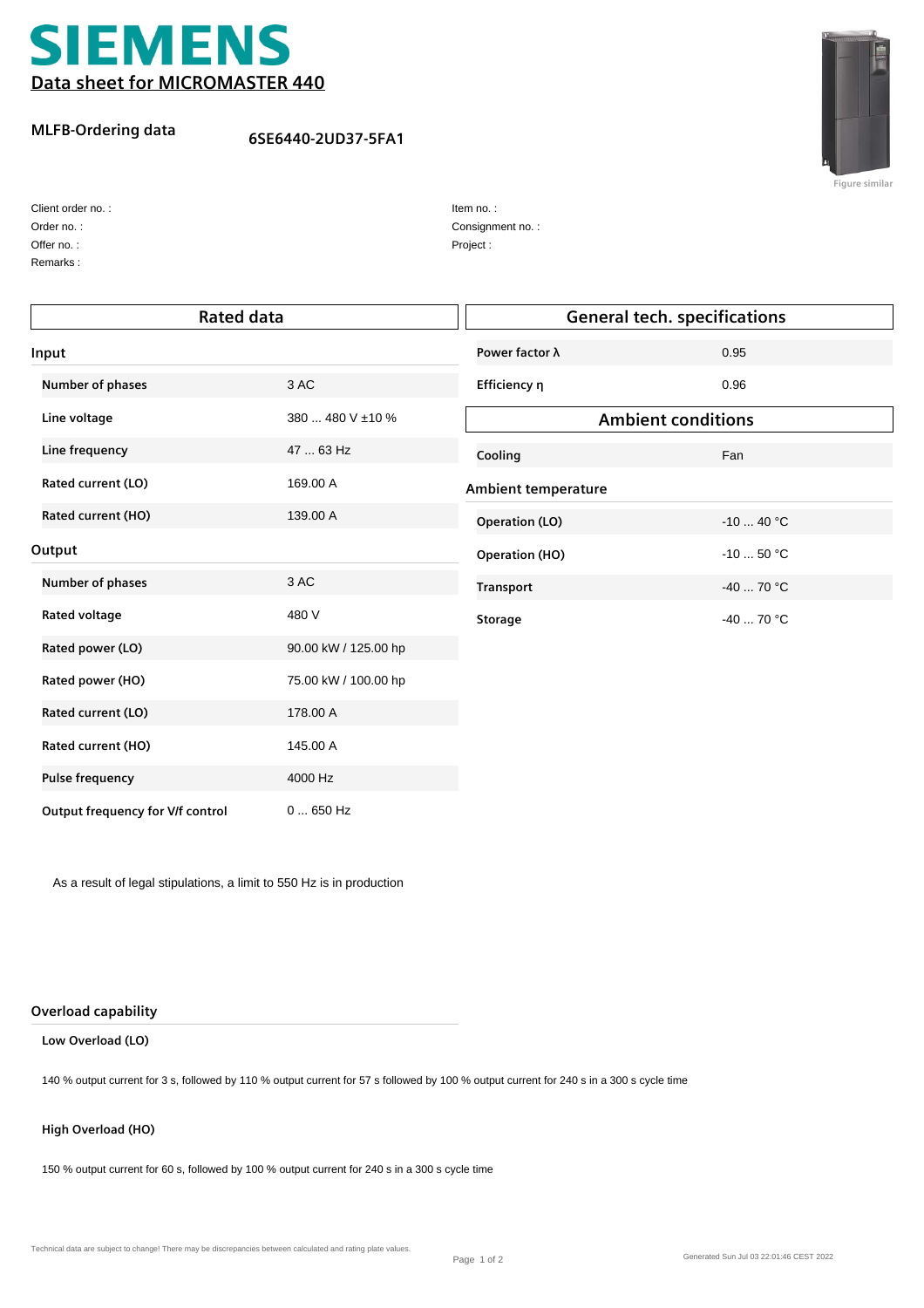# SIEMENS

## Data sheet for MICROMASTER 440

**MLFB-Ordering data** 6SE6440-2UD37-5FA1

Figure similar

Client order no. :
Order no. :
Offer no. :
Remarks :

Item no. :
Consignment no. :
Project :

## Rated data

### Input

| | |
|---|---|
| **Number of phases** | 3 AC |
| **Line voltage** | 380 ... 480 V ±10 % |
| **Line frequency** | 47 ... 63 Hz |
| **Rated current (LO)** | 169.00 A |
| **Rated current (HO)** | 139.00 A |

### Output

| | |
|---|---|
| **Number of phases** | 3 AC |
| **Rated voltage** | 480 V |
| **Rated power (LO)** | 90.00 kW / 125.00 hp |
| **Rated power (HO)** | 75.00 kW / 100.00 hp |
| **Rated current (LO)** | 178.00 A |
| **Rated current (HO)** | 145.00 A |
| **Pulse frequency** | 4000 Hz |
| **Output frequency for V/f control** | 0 ... 650 Hz |

As a result of legal stipulations, a limit to 550 Hz is in production

## General tech. specifications

| | |
|---|---|
| **Power factor λ** | 0.95 |
| **Efficiency η** | 0.96 |

## Ambient conditions

| | |
|---|---|
| **Cooling** | Fan |

### Ambient temperature

| | |
|---|---|
| **Operation (LO)** | -10 ... 40 °C |
| **Operation (HO)** | -10 ... 50 °C |
| **Transport** | -40 ... 70 °C |
| **Storage** | -40 ... 70 °C |

### Overload capability

**Low Overload (LO)**

140 % output current for 3 s, followed by 110 % output current for 57 s followed by 100 % output current for 240 s in a 300 s cycle time

**High Overload (HO)**

150 % output current for 60 s, followed by 100 % output current for 240 s in a 300 s cycle time

Technical data are subject to change! There may be discrepancies between calculated and rating plate values.

Generated Sun Jul 03 22:01:46 CEST 2022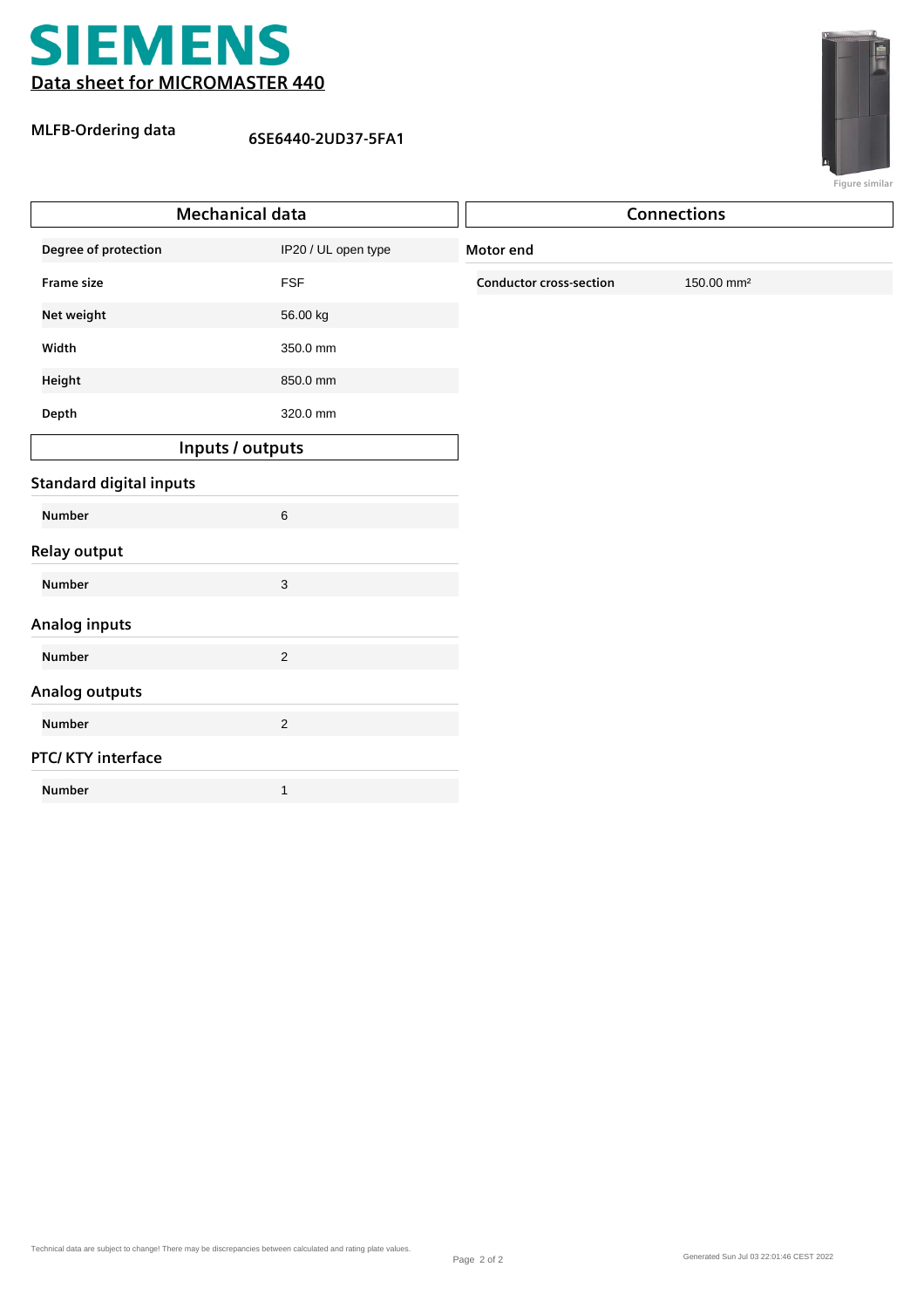# SIEMENS

## Data sheet for MICROMASTER 440

**MLFB-Ordering data** 6SE6440-2UD37-5FA1

Figure similar

## Mechanical data

| | |
|---|---|
| **Degree of protection** | IP20 / UL open type |
| **Frame size** | FSF |
| **Net weight** | 56.00 kg |
| **Width** | 350.0 mm |
| **Height** | 850.0 mm |
| **Depth** | 320.0 mm |

## Inputs / outputs

### Standard digital inputs

| | |
|---|---|
| **Number** | 6 |

### Relay output

| | |
|---|---|
| **Number** | 3 |

### Analog inputs

| | |
|---|---|
| **Number** | 2 |

### Analog outputs

| | |
|---|---|
| **Number** | 2 |

### PTC/ KTY interface

| | |
|---|---|
| **Number** | 1 |

## Connections

### Motor end

| | |
|---|---|
| **Conductor cross-section** | 150.00 mm² |

Technical data are subject to change! There may be discrepancies between calculated and rating plate values.

Generated Sun Jul 03 22:01:46 CEST 2022